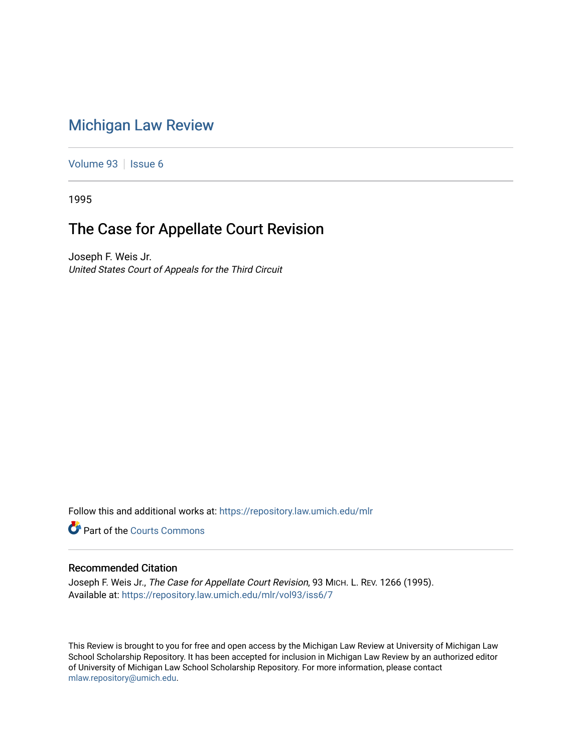# Michigan Law Review

Volume 93 | Issue 6

1995

## The Case for Appellate Court Revision

Joseph F. Weis Jr.
*United States Court of Appeals for the Third Circuit*

Follow this and additional works at: https://repository.law.umich.edu/mlr

Part of the Courts Commons

### Recommended Citation

Joseph F. Weis Jr., *The Case for Appellate Court Revision*, 93 MICH. L. REV. 1266 (1995).
Available at: https://repository.law.umich.edu/mlr/vol93/iss6/7

This Review is brought to you for free and open access by the Michigan Law Review at University of Michigan Law School Scholarship Repository. It has been accepted for inclusion in Michigan Law Review by an authorized editor of University of Michigan Law School Scholarship Repository. For more information, please contact mlaw.repository@umich.edu.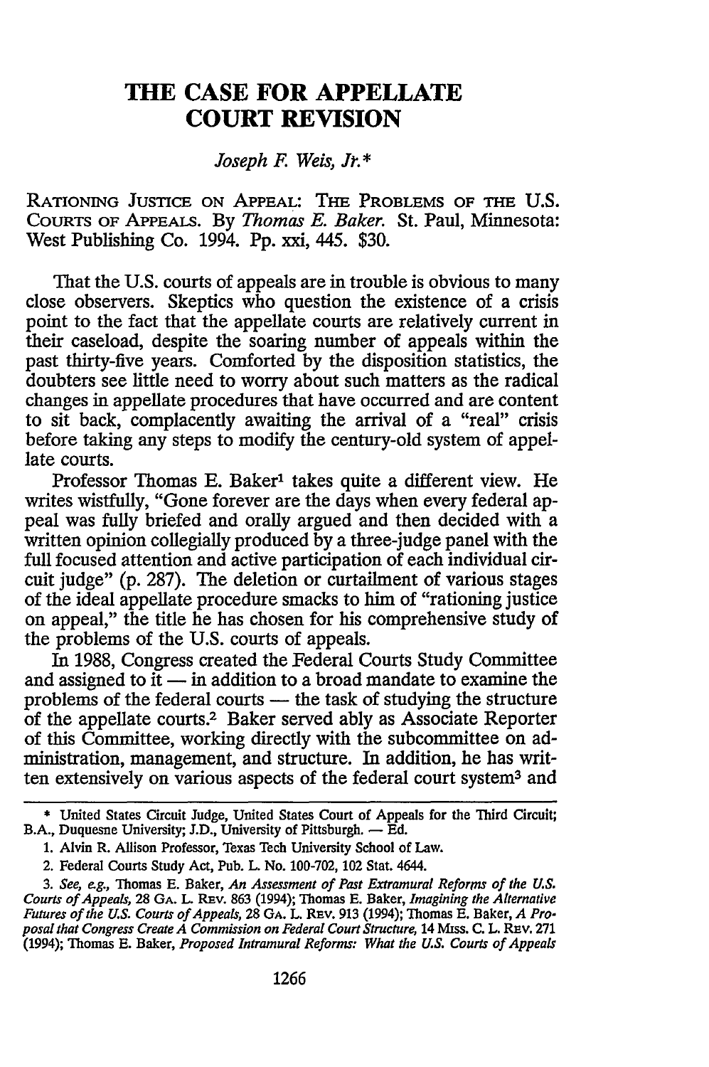# THE CASE FOR APPELLATE COURT REVISION

*Joseph F. Weis, Jr.*\*

RATIONING JUSTICE ON APPEAL: THE PROBLEMS OF THE U.S. COURTS OF APPEALS. By *Thomas E. Baker*. St. Paul, Minnesota: West Publishing Co. 1994. Pp. xxi, 445. $30.

That the U.S. courts of appeals are in trouble is obvious to many close observers. Skeptics who question the existence of a crisis point to the fact that the appellate courts are relatively current in their caseload, despite the soaring number of appeals within the past thirty-five years. Comforted by the disposition statistics, the doubters see little need to worry about such matters as the radical changes in appellate procedures that have occurred and are content to sit back, complacently awaiting the arrival of a "real" crisis before taking any steps to modify the century-old system of appellate courts.

Professor Thomas E. Baker[1] takes quite a different view. He writes wistfully, "Gone forever are the days when every federal appeal was fully briefed and orally argued and then decided with a written opinion collegially produced by a three-judge panel with the full focused attention and active participation of each individual circuit judge" (p. 287). The deletion or curtailment of various stages of the ideal appellate procedure smacks to him of "rationing justice on appeal," the title he has chosen for his comprehensive study of the problems of the U.S. courts of appeals.

In 1988, Congress created the Federal Courts Study Committee and assigned to it — in addition to a broad mandate to examine the problems of the federal courts — the task of studying the structure of the appellate courts.[2] Baker served ably as Associate Reporter of this Committee, working directly with the subcommittee on administration, management, and structure. In addition, he has written extensively on various aspects of the federal court system[3] and

---

\* United States Circuit Judge, United States Court of Appeals for the Third Circuit; B.A., Duquesne University; J.D., University of Pittsburgh. — Ed.

1. Alvin R. Allison Professor, Texas Tech University School of Law.

2. Federal Courts Study Act, Pub. L. No. 100-702, 102 Stat. 4644.

3. *See, e.g.*, Thomas E. Baker, *An Assessment of Past Extramural Reforms of the U.S. Courts of Appeals*, 28 GA. L. REV. 863 (1994); Thomas E. Baker, *Imagining the Alternative Futures of the U.S. Courts of Appeals*, 28 GA. L. REV. 913 (1994); Thomas E. Baker, *A Proposal that Congress Create A Commission on Federal Court Structure*, 14 MISS. C. L. REV. 271 (1994); Thomas E. Baker, *Proposed Intramural Reforms: What the U.S. Courts of Appeals*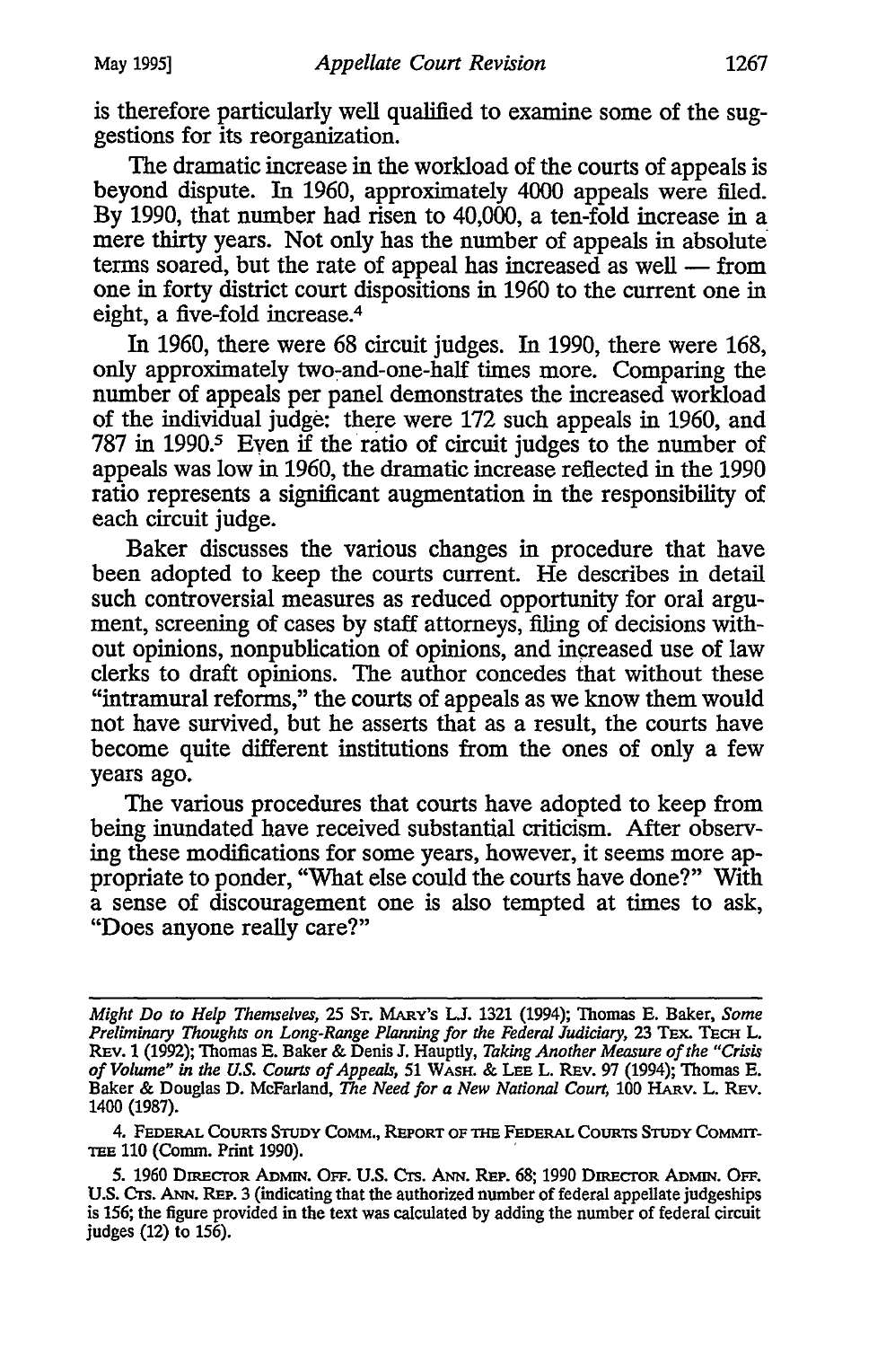is therefore particularly well qualified to examine some of the suggestions for its reorganization.

The dramatic increase in the workload of the courts of appeals is beyond dispute. In 1960, approximately 4000 appeals were filed. By 1990, that number had risen to 40,000, a ten-fold increase in a mere thirty years. Not only has the number of appeals in absolute terms soared, but the rate of appeal has increased as well — from one in forty district court dispositions in 1960 to the current one in eight, a five-fold increase.[4]

In 1960, there were 68 circuit judges. In 1990, there were 168, only approximately two-and-one-half times more. Comparing the number of appeals per panel demonstrates the increased workload of the individual judge: there were 172 such appeals in 1960, and 787 in 1990.[5] Even if the ratio of circuit judges to the number of appeals was low in 1960, the dramatic increase reflected in the 1990 ratio represents a significant augmentation in the responsibility of each circuit judge.

Baker discusses the various changes in procedure that have been adopted to keep the courts current. He describes in detail such controversial measures as reduced opportunity for oral argument, screening of cases by staff attorneys, filing of decisions without opinions, nonpublication of opinions, and increased use of law clerks to draft opinions. The author concedes that without these "intramural reforms," the courts of appeals as we know them would not have survived, but he asserts that as a result, the courts have become quite different institutions from the ones of only a few years ago.

The various procedures that courts have adopted to keep from being inundated have received substantial criticism. After observing these modifications for some years, however, it seems more appropriate to ponder, "What else could the courts have done?" With a sense of discouragement one is also tempted at times to ask, "Does anyone really care?"

---

*Might Do to Help Themselves*, 25 St. Mary's L.J. 1321 (1994); Thomas E. Baker, *Some Preliminary Thoughts on Long-Range Planning for the Federal Judiciary*, 23 Tex. Tech L. Rev. 1 (1992); Thomas E. Baker & Denis J. Hauptly, *Taking Another Measure of the "Crisis of Volume" in the U.S. Courts of Appeals*, 51 Wash. & Lee L. Rev. 97 (1994); Thomas E. Baker & Douglas D. McFarland, *The Need for a New National Court*, 100 Harv. L. Rev. 1400 (1987).

4. Federal Courts Study Comm., Report of the Federal Courts Study Committee 110 (Comm. Print 1990).

5. 1960 Director Admin. Off. U.S. Cts. Ann. Rep. 68; 1990 Director Admin. Off. U.S. Cts. Ann. Rep. 3 (indicating that the authorized number of federal appellate judgeships is 156; the figure provided in the text was calculated by adding the number of federal circuit judges (12) to 156).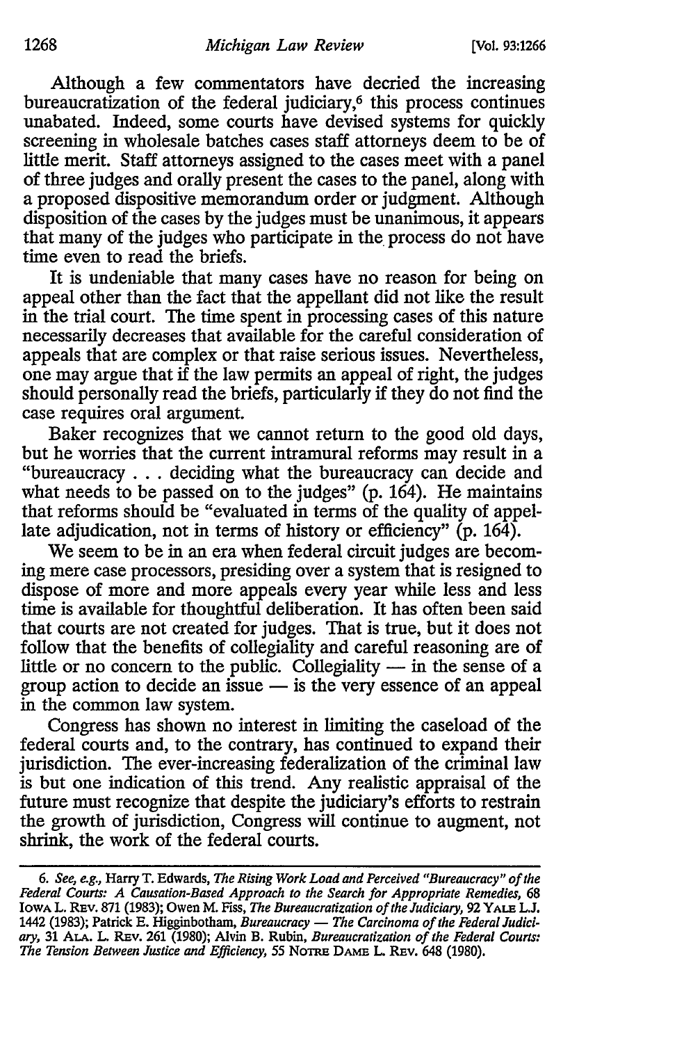Although a few commentators have decried the increasing bureaucratization of the federal judiciary,[6] this process continues unabated. Indeed, some courts have devised systems for quickly screening in wholesale batches cases staff attorneys deem to be of little merit. Staff attorneys assigned to the cases meet with a panel of three judges and orally present the cases to the panel, along with a proposed dispositive memorandum order or judgment. Although disposition of the cases by the judges must be unanimous, it appears that many of the judges who participate in the process do not have time even to read the briefs.

It is undeniable that many cases have no reason for being on appeal other than the fact that the appellant did not like the result in the trial court. The time spent in processing cases of this nature necessarily decreases that available for the careful consideration of appeals that are complex or that raise serious issues. Nevertheless, one may argue that if the law permits an appeal of right, the judges should personally read the briefs, particularly if they do not find the case requires oral argument.

Baker recognizes that we cannot return to the good old days, but he worries that the current intramural reforms may result in a "bureaucracy . . . deciding what the bureaucracy can decide and what needs to be passed on to the judges" (p. 164). He maintains that reforms should be "evaluated in terms of the quality of appellate adjudication, not in terms of history or efficiency" (p. 164).

We seem to be in an era when federal circuit judges are becoming mere case processors, presiding over a system that is resigned to dispose of more and more appeals every year while less and less time is available for thoughtful deliberation. It has often been said that courts are not created for judges. That is true, but it does not follow that the benefits of collegiality and careful reasoning are of little or no concern to the public. Collegiality — in the sense of a group action to decide an issue — is the very essence of an appeal in the common law system.

Congress has shown no interest in limiting the caseload of the federal courts and, to the contrary, has continued to expand their jurisdiction. The ever-increasing federalization of the criminal law is but one indication of this trend. Any realistic appraisal of the future must recognize that despite the judiciary's efforts to restrain the growth of jurisdiction, Congress will continue to augment, not shrink, the work of the federal courts.

---

6. *See, e.g.*, Harry T. Edwards, *The Rising Work Load and Perceived "Bureaucracy" of the Federal Courts: A Causation-Based Approach to the Search for Appropriate Remedies*, 68 IOWA L. REV. 871 (1983); Owen M. Fiss, *The Bureaucratization of the Judiciary*, 92 YALE L.J. 1442 (1983); Patrick E. Higginbotham, *Bureaucracy — The Carcinoma of the Federal Judiciary*, 31 ALA. L. REV. 261 (1980); Alvin B. Rubin, *Bureaucratization of the Federal Courts: The Tension Between Justice and Efficiency*, 55 NOTRE DAME L. REV. 648 (1980).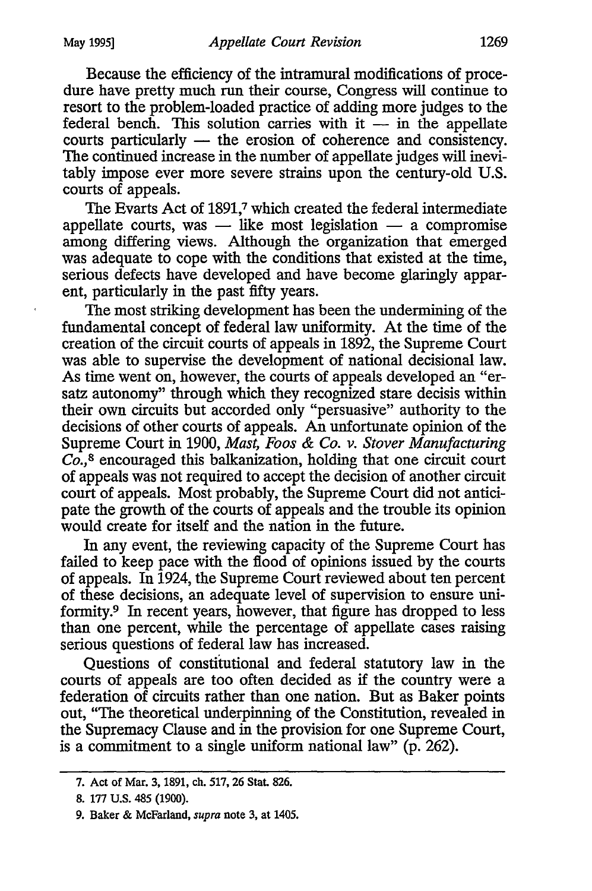Because the efficiency of the intramural modifications of procedure have pretty much run their course, Congress will continue to resort to the problem-loaded practice of adding more judges to the federal bench. This solution carries with it — in the appellate courts particularly — the erosion of coherence and consistency. The continued increase in the number of appellate judges will inevitably impose ever more severe strains upon the century-old U.S. courts of appeals.

The Evarts Act of 1891,[7] which created the federal intermediate appellate courts, was — like most legislation — a compromise among differing views. Although the organization that emerged was adequate to cope with the conditions that existed at the time, serious defects have developed and have become glaringly apparent, particularly in the past fifty years.

The most striking development has been the undermining of the fundamental concept of federal law uniformity. At the time of the creation of the circuit courts of appeals in 1892, the Supreme Court was able to supervise the development of national decisional law. As time went on, however, the courts of appeals developed an "ersatz autonomy" through which they recognized stare decisis within their own circuits but accorded only "persuasive" authority to the decisions of other courts of appeals. An unfortunate opinion of the Supreme Court in 1900, *Mast, Foos & Co. v. Stover Manufacturing Co.*,[8] encouraged this balkanization, holding that one circuit court of appeals was not required to accept the decision of another circuit court of appeals. Most probably, the Supreme Court did not anticipate the growth of the courts of appeals and the trouble its opinion would create for itself and the nation in the future.

In any event, the reviewing capacity of the Supreme Court has failed to keep pace with the flood of opinions issued by the courts of appeals. In 1924, the Supreme Court reviewed about ten percent of these decisions, an adequate level of supervision to ensure uniformity.[9] In recent years, however, that figure has dropped to less than one percent, while the percentage of appellate cases raising serious questions of federal law has increased.

Questions of constitutional and federal statutory law in the courts of appeals are too often decided as if the country were a federation of circuits rather than one nation. But as Baker points out, "The theoretical underpinning of the Constitution, revealed in the Supremacy Clause and in the provision for one Supreme Court, is a commitment to a single uniform national law" (p. 262).

---

7. Act of Mar. 3, 1891, ch. 517, 26 Stat. 826.

8. 177 U.S. 485 (1900).

9. Baker & McFarland, *supra* note 3, at 1405.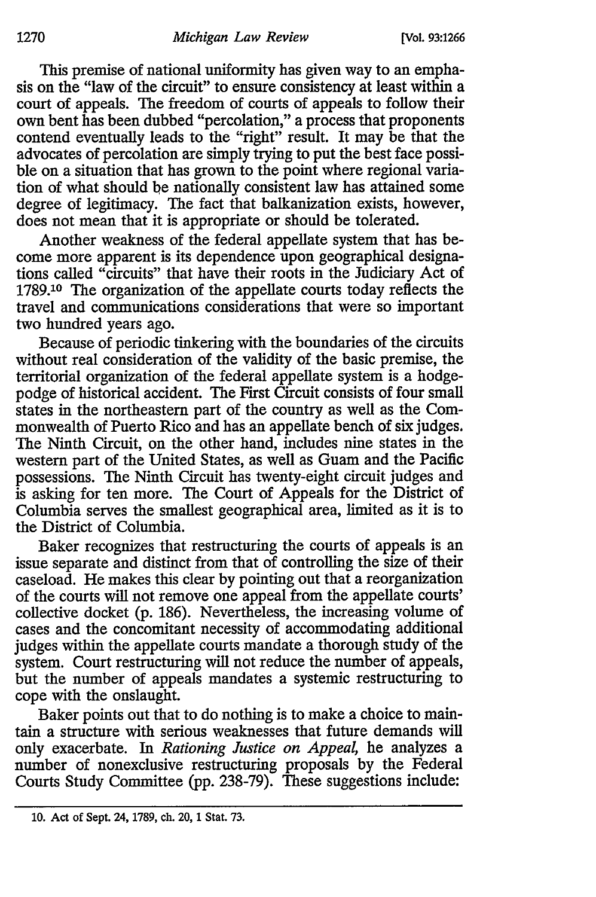This premise of national uniformity has given way to an emphasis on the "law of the circuit" to ensure consistency at least within a court of appeals. The freedom of courts of appeals to follow their own bent has been dubbed "percolation," a process that proponents contend eventually leads to the "right" result. It may be that the advocates of percolation are simply trying to put the best face possible on a situation that has grown to the point where regional variation of what should be nationally consistent law has attained some degree of legitimacy. The fact that balkanization exists, however, does not mean that it is appropriate or should be tolerated.

Another weakness of the federal appellate system that has become more apparent is its dependence upon geographical designations called "circuits" that have their roots in the Judiciary Act of 1789.[10] The organization of the appellate courts today reflects the travel and communications considerations that were so important two hundred years ago.

Because of periodic tinkering with the boundaries of the circuits without real consideration of the validity of the basic premise, the territorial organization of the federal appellate system is a hodgepodge of historical accident. The First Circuit consists of four small states in the northeastern part of the country as well as the Commonwealth of Puerto Rico and has an appellate bench of six judges. The Ninth Circuit, on the other hand, includes nine states in the western part of the United States, as well as Guam and the Pacific possessions. The Ninth Circuit has twenty-eight circuit judges and is asking for ten more. The Court of Appeals for the District of Columbia serves the smallest geographical area, limited as it is to the District of Columbia.

Baker recognizes that restructuring the courts of appeals is an issue separate and distinct from that of controlling the size of their caseload. He makes this clear by pointing out that a reorganization of the courts will not remove one appeal from the appellate courts' collective docket (p. 186). Nevertheless, the increasing volume of cases and the concomitant necessity of accommodating additional judges within the appellate courts mandate a thorough study of the system. Court restructuring will not reduce the number of appeals, but the number of appeals mandates a systemic restructuring to cope with the onslaught.

Baker points out that to do nothing is to make a choice to maintain a structure with serious weaknesses that future demands will only exacerbate. In *Rationing Justice on Appeal*, he analyzes a number of nonexclusive restructuring proposals by the Federal Courts Study Committee (pp. 238-79). These suggestions include:

---

10. Act of Sept. 24, 1789, ch. 20, 1 Stat. 73.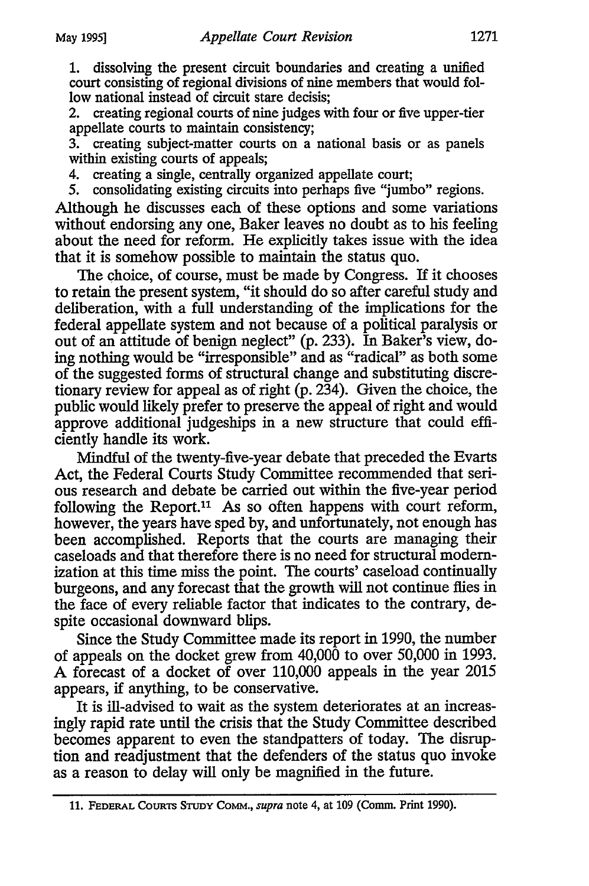1. dissolving the present circuit boundaries and creating a unified court consisting of regional divisions of nine members that would follow national instead of circuit stare decisis;
2. creating regional courts of nine judges with four or five upper-tier appellate courts to maintain consistency;
3. creating subject-matter courts on a national basis or as panels within existing courts of appeals;
4. creating a single, centrally organized appellate court;
5. consolidating existing circuits into perhaps five "jumbo" regions.

Although he discusses each of these options and some variations without endorsing any one, Baker leaves no doubt as to his feeling about the need for reform. He explicitly takes issue with the idea that it is somehow possible to maintain the status quo.

The choice, of course, must be made by Congress. If it chooses to retain the present system, "it should do so after careful study and deliberation, with a full understanding of the implications for the federal appellate system and not because of a political paralysis or out of an attitude of benign neglect" (p. 233). In Baker's view, doing nothing would be "irresponsible" and as "radical" as both some of the suggested forms of structural change and substituting discretionary review for appeal as of right (p. 234). Given the choice, the public would likely prefer to preserve the appeal of right and would approve additional judgeships in a new structure that could efficiently handle its work.

Mindful of the twenty-five-year debate that preceded the Evarts Act, the Federal Courts Study Committee recommended that serious research and debate be carried out within the five-year period following the Report.[11] As so often happens with court reform, however, the years have sped by, and unfortunately, not enough has been accomplished. Reports that the courts are managing their caseloads and that therefore there is no need for structural modernization at this time miss the point. The courts' caseload continually burgeons, and any forecast that the growth will not continue flies in the face of every reliable factor that indicates to the contrary, despite occasional downward blips.

Since the Study Committee made its report in 1990, the number of appeals on the docket grew from 40,000 to over 50,000 in 1993. A forecast of a docket of over 110,000 appeals in the year 2015 appears, if anything, to be conservative.

It is ill-advised to wait as the system deteriorates at an increasingly rapid rate until the crisis that the Study Committee described becomes apparent to even the standpatters of today. The disruption and readjustment that the defenders of the status quo invoke as a reason to delay will only be magnified in the future.

---

11. Federal Courts Study Comm., *supra* note 4, at 109 (Comm. Print 1990).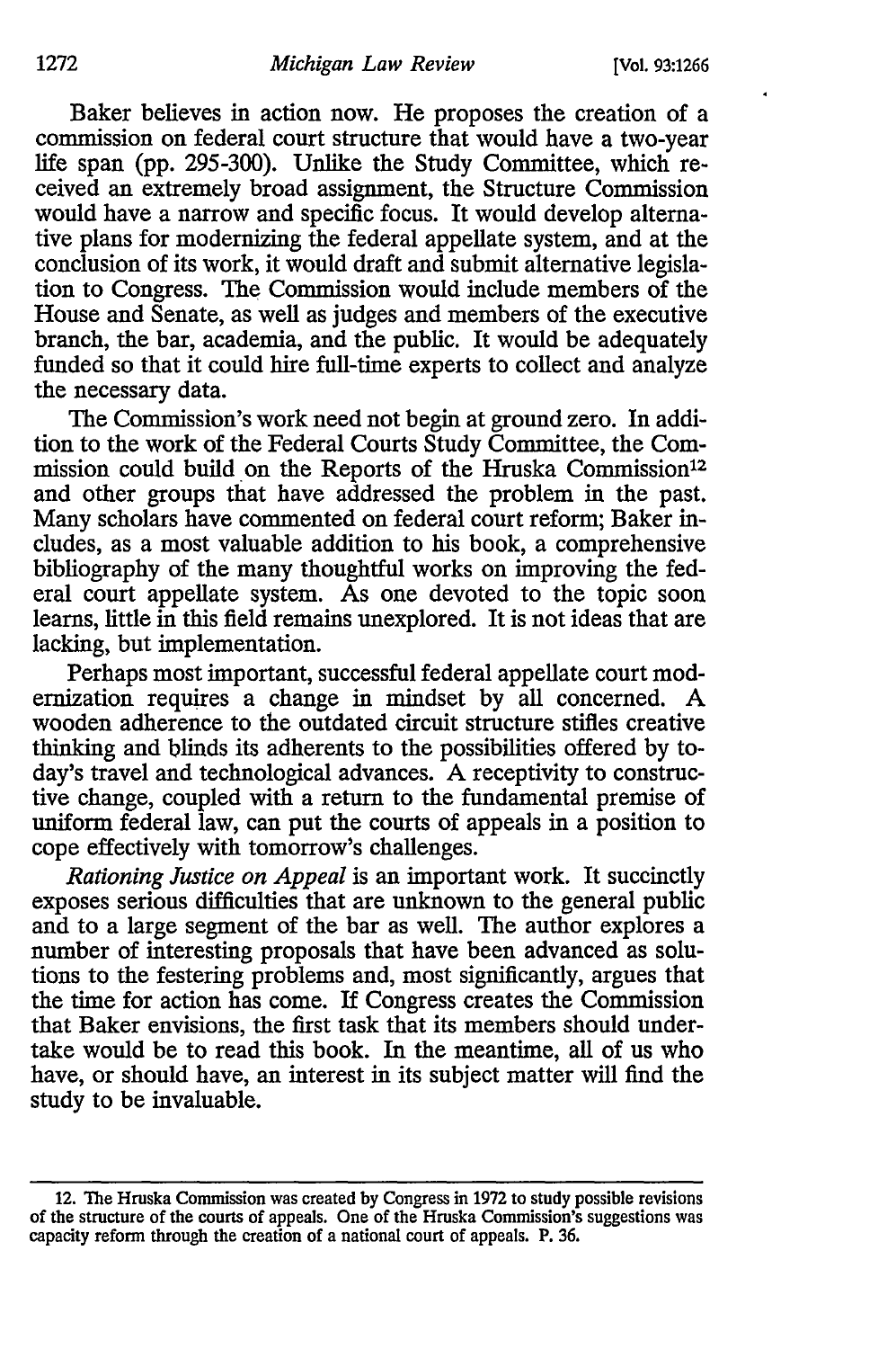Baker believes in action now. He proposes the creation of a commission on federal court structure that would have a two-year life span (pp. 295-300). Unlike the Study Committee, which received an extremely broad assignment, the Structure Commission would have a narrow and specific focus. It would develop alternative plans for modernizing the federal appellate system, and at the conclusion of its work, it would draft and submit alternative legislation to Congress. The Commission would include members of the House and Senate, as well as judges and members of the executive branch, the bar, academia, and the public. It would be adequately funded so that it could hire full-time experts to collect and analyze the necessary data.

The Commission's work need not begin at ground zero. In addition to the work of the Federal Courts Study Committee, the Commission could build on the Reports of the Hruska Commission[12] and other groups that have addressed the problem in the past. Many scholars have commented on federal court reform; Baker includes, as a most valuable addition to his book, a comprehensive bibliography of the many thoughtful works on improving the federal court appellate system. As one devoted to the topic soon learns, little in this field remains unexplored. It is not ideas that are lacking, but implementation.

Perhaps most important, successful federal appellate court modernization requires a change in mindset by all concerned. A wooden adherence to the outdated circuit structure stifles creative thinking and blinds its adherents to the possibilities offered by today's travel and technological advances. A receptivity to constructive change, coupled with a return to the fundamental premise of uniform federal law, can put the courts of appeals in a position to cope effectively with tomorrow's challenges.

*Rationing Justice on Appeal* is an important work. It succinctly exposes serious difficulties that are unknown to the general public and to a large segment of the bar as well. The author explores a number of interesting proposals that have been advanced as solutions to the festering problems and, most significantly, argues that the time for action has come. If Congress creates the Commission that Baker envisions, the first task that its members should undertake would be to read this book. In the meantime, all of us who have, or should have, an interest in its subject matter will find the study to be invaluable.

---

12. The Hruska Commission was created by Congress in 1972 to study possible revisions of the structure of the courts of appeals. One of the Hruska Commission's suggestions was capacity reform through the creation of a national court of appeals. P. 36.